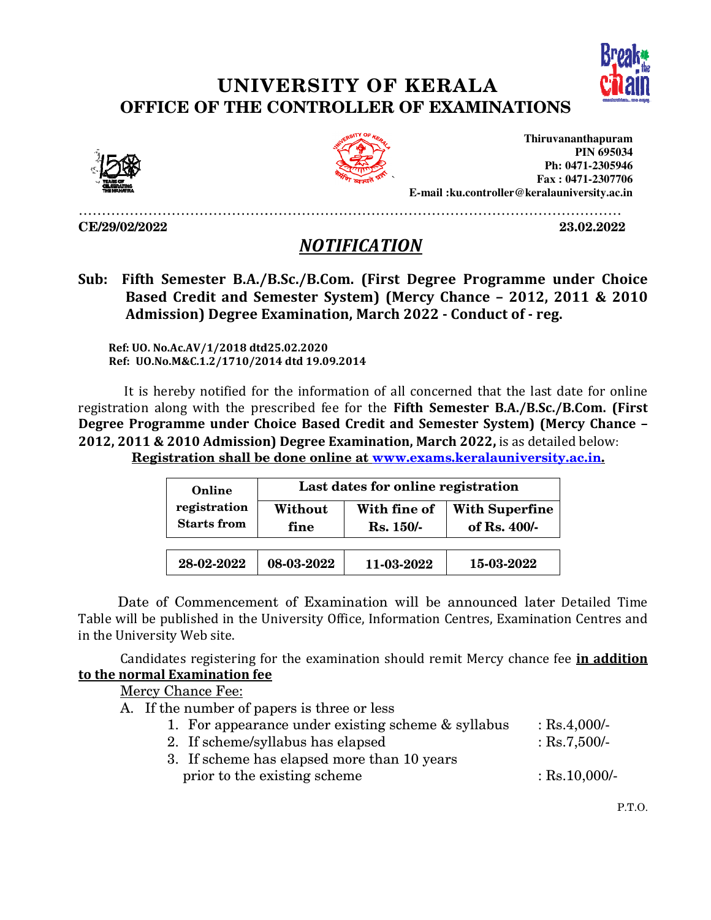# UNIVERSITY OF KERALA
## OFFICE OF THE CONTROLLER OF EXAMINATIONS

**Thiruvananthapuram**
**PIN 695034**
**Ph: 0471-2305946**
**Fax : 0471-2307706**
**E-mail :ku.controller@keralauniversity.ac.in**

**CE/29/02/2022** **23.02.2022**

## *NOTIFICATION*

**Sub: Fifth Semester B.A./B.Sc./B.Com. (First Degree Programme under Choice Based Credit and Semester System) (Mercy Chance – 2012, 2011 & 2010 Admission) Degree Examination, March 2022 - Conduct of - reg.**

**Ref: UO. No.Ac.AV/1/2018 dtd25.02.2020**
**Ref: UO.No.M&C.1.2/1710/2014 dtd 19.09.2014**

It is hereby notified for the information of all concerned that the last date for online registration along with the prescribed fee for the **Fifth Semester B.A./B.Sc./B.Com. (First Degree Programme under Choice Based Credit and Semester System) (Mercy Chance – 2012, 2011 & 2010 Admission) Degree Examination, March 2022,** is as detailed below:

**Registration shall be done online at www.exams.keralauniversity.ac.in.**

| Online registration Starts from | Last dates for online registration | | |
|---|---|---|---|
| | Without fine | With fine of Rs. 150/- | With Superfine of Rs. 400/- |
| **28-02-2022** | **08-03-2022** | **11-03-2022** | **15-03-2022** |

Date of Commencement of Examination will be announced later Detailed Time Table will be published in the University Office, Information Centres, Examination Centres and in the University Web site.

Candidates registering for the examination should remit Mercy chance fee **in addition to the normal Examination fee**

Mercy Chance Fee:

A. If the number of papers is three or less
   1. For appearance under existing scheme & syllabus : Rs.4,000/-
   2. If scheme/syllabus has elapsed : Rs.7,500/-
   3. If scheme has elapsed more than 10 years prior to the existing scheme : Rs.10,000/-

P.T.O.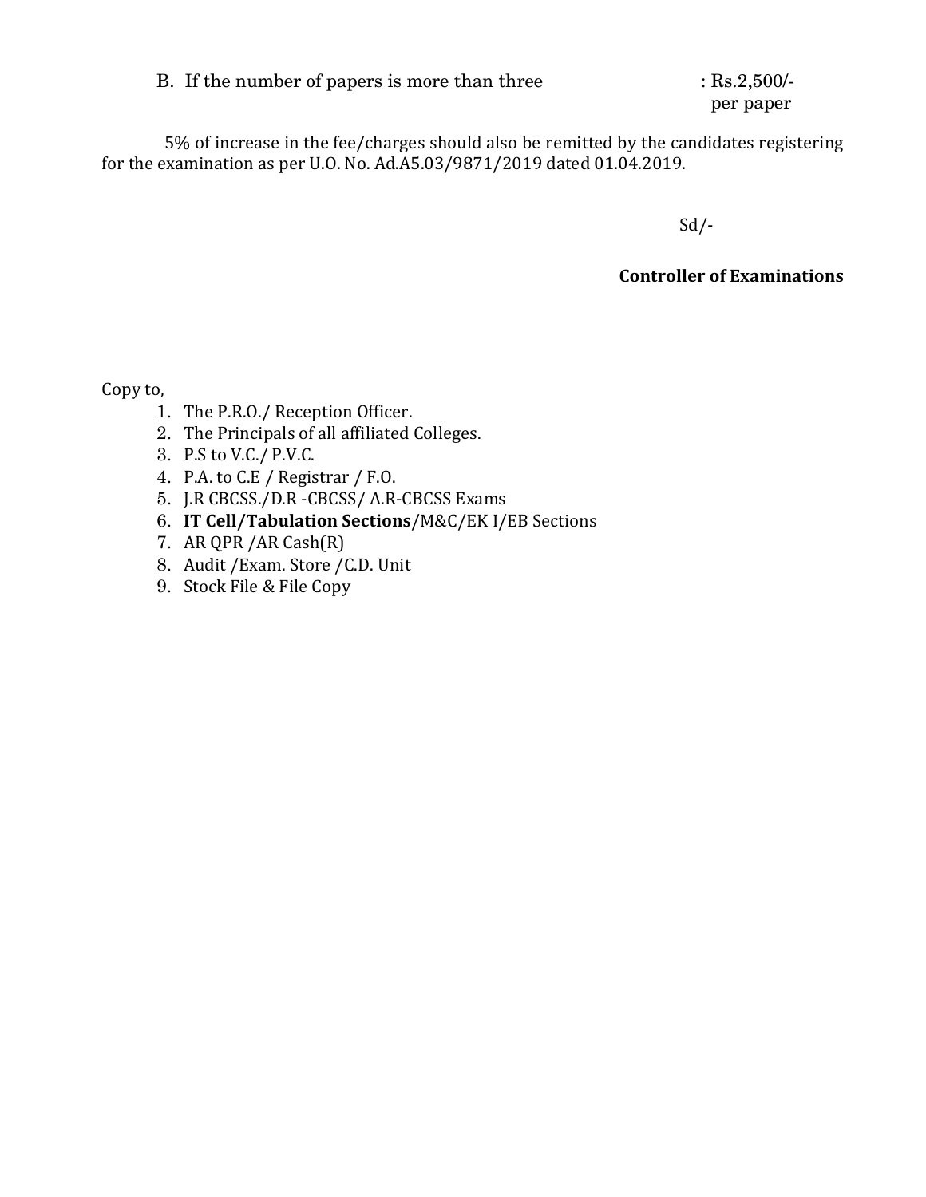B. If the number of papers is more than three : Rs.2,500/- per paper

5% of increase in the fee/charges should also be remitted by the candidates registering for the examination as per U.O. No. Ad.A5.03/9871/2019 dated 01.04.2019.

Sd/-

**Controller of Examinations**

Copy to,

1. The P.R.O./ Reception Officer.
2. The Principals of all affiliated Colleges.
3. P.S to V.C./ P.V.C.
4. P.A. to C.E / Registrar / F.O.
5. J.R CBCSS./D.R -CBCSS/ A.R-CBCSS Exams
6. **IT Cell/Tabulation Sections**/M&C/EK I/EB Sections
7. AR QPR /AR Cash(R)
8. Audit /Exam. Store /C.D. Unit
9. Stock File & File Copy